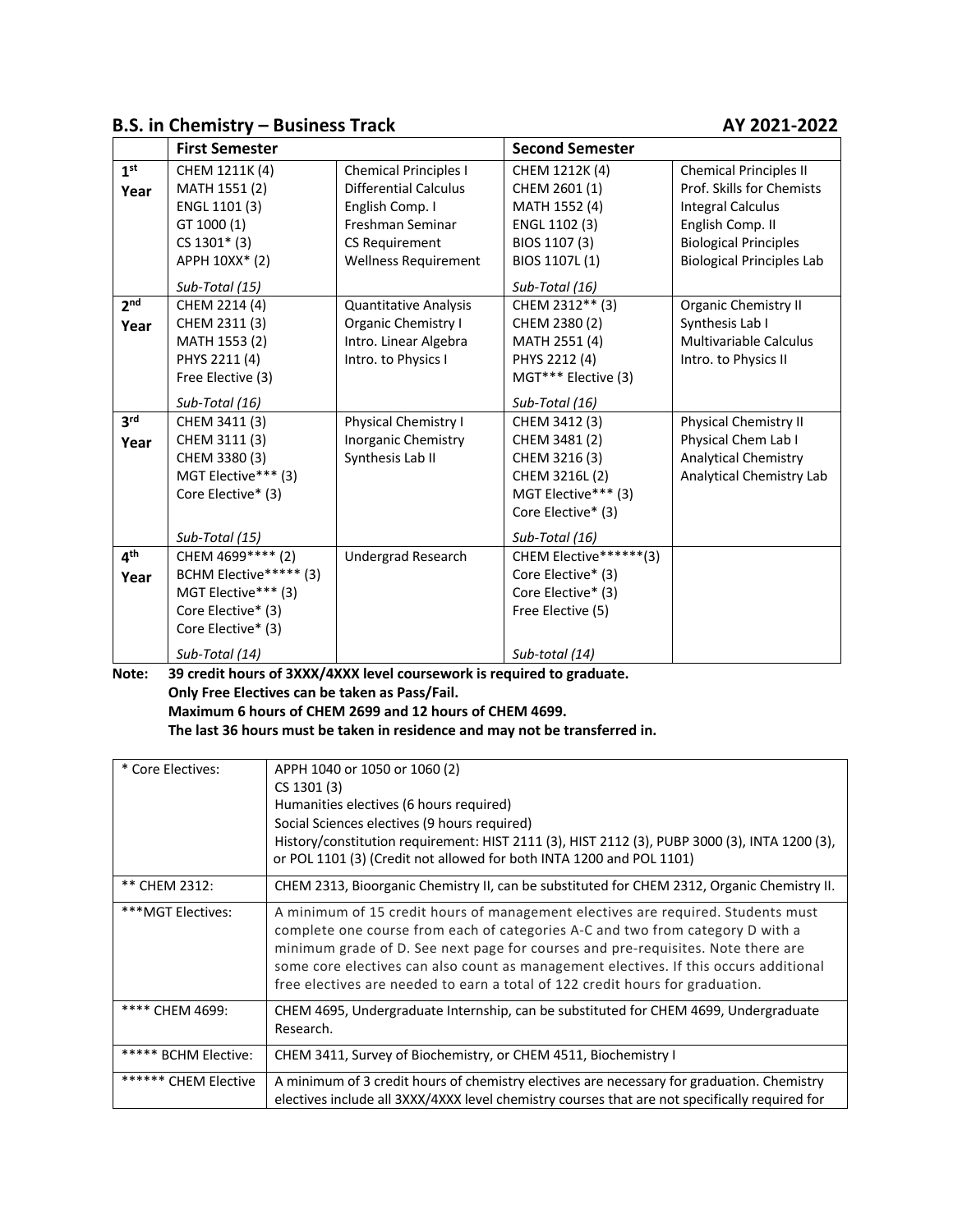## B.S. in Chemistry – Business Track AY 2021-2022

| | First Semester | | Second Semester | |
|---|---|---|---|---|
| 1st Year | CHEM 1211K (4)<br>MATH 1551 (2)<br>ENGL 1101 (3)<br>GT 1000 (1)<br>CS 1301* (3)<br>APPH 10XX* (2)<br><br>*Sub-Total (15)* | Chemical Principles I<br>Differential Calculus<br>English Comp. I<br>Freshman Seminar<br>CS Requirement<br>Wellness Requirement | CHEM 1212K (4)<br>CHEM 2601 (1)<br>MATH 1552 (4)<br>ENGL 1102 (3)<br>BIOS 1107 (3)<br>BIOS 1107L (1)<br><br>*Sub-Total (16)* | Chemical Principles II<br>Prof. Skills for Chemists<br>Integral Calculus<br>English Comp. II<br>Biological Principles<br>Biological Principles Lab |
| 2nd Year | CHEM 2214 (4)<br>CHEM 2311 (3)<br>MATH 1553 (2)<br>PHYS 2211 (4)<br>Free Elective (3)<br><br>*Sub-Total (16)* | Quantitative Analysis<br>Organic Chemistry I<br>Intro. Linear Algebra<br>Intro. to Physics I | CHEM 2312** (3)<br>CHEM 2380 (2)<br>MATH 2551 (4)<br>PHYS 2212 (4)<br>MGT*** Elective (3)<br><br>*Sub-Total (16)* | Organic Chemistry II<br>Synthesis Lab I<br>Multivariable Calculus<br>Intro. to Physics II |
| 3rd Year | CHEM 3411 (3)<br>CHEM 3111 (3)<br>CHEM 3380 (3)<br>MGT Elective*** (3)<br>Core Elective* (3)<br><br>*Sub-Total (15)* | Physical Chemistry I<br>Inorganic Chemistry<br>Synthesis Lab II | CHEM 3412 (3)<br>CHEM 3481 (2)<br>CHEM 3216 (3)<br>CHEM 3216L (2)<br>MGT Elective*** (3)<br>Core Elective* (3)<br><br>*Sub-Total (16)* | Physical Chemistry II<br>Physical Chem Lab I<br>Analytical Chemistry<br>Analytical Chemistry Lab |
| 4th Year | CHEM 4699**** (2)<br>BCHM Elective***** (3)<br>MGT Elective*** (3)<br>Core Elective* (3)<br>Core Elective* (3)<br><br>*Sub-Total (14)* | Undergrad Research | CHEM Elective******(3)<br>Core Elective* (3)<br>Core Elective* (3)<br>Free Elective (5)<br><br>*Sub-total (14)* | |

**Note: 39 credit hours of 3XXX/4XXX level coursework is required to graduate.**
**Only Free Electives can be taken as Pass/Fail.**
**Maximum 6 hours of CHEM 2699 and 12 hours of CHEM 4699.**
**The last 36 hours must be taken in residence and may not be transferred in.**

| | |
|---|---|
| * Core Electives: | APPH 1040 or 1050 or 1060 (2)<br>CS 1301 (3)<br>Humanities electives (6 hours required)<br>Social Sciences electives (9 hours required)<br>History/constitution requirement: HIST 2111 (3), HIST 2112 (3), PUBP 3000 (3), INTA 1200 (3), or POL 1101 (3) (Credit not allowed for both INTA 1200 and POL 1101) |
| ** CHEM 2312: | CHEM 2313, Bioorganic Chemistry II, can be substituted for CHEM 2312, Organic Chemistry II. |
| ***MGT Electives: | A minimum of 15 credit hours of management electives are required. Students must complete one course from each of categories A-C and two from category D with a minimum grade of D. See next page for courses and pre-requisites. Note there are some core electives can also count as management electives. If this occurs additional free electives are needed to earn a total of 122 credit hours for graduation. |
| **** CHEM 4699: | CHEM 4695, Undergraduate Internship, can be substituted for CHEM 4699, Undergraduate Research. |
| ***** BCHM Elective: | CHEM 3411, Survey of Biochemistry, or CHEM 4511, Biochemistry I |
| ****** CHEM Elective | A minimum of 3 credit hours of chemistry electives are necessary for graduation. Chemistry electives include all 3XXX/4XXX level chemistry courses that are not specifically required for |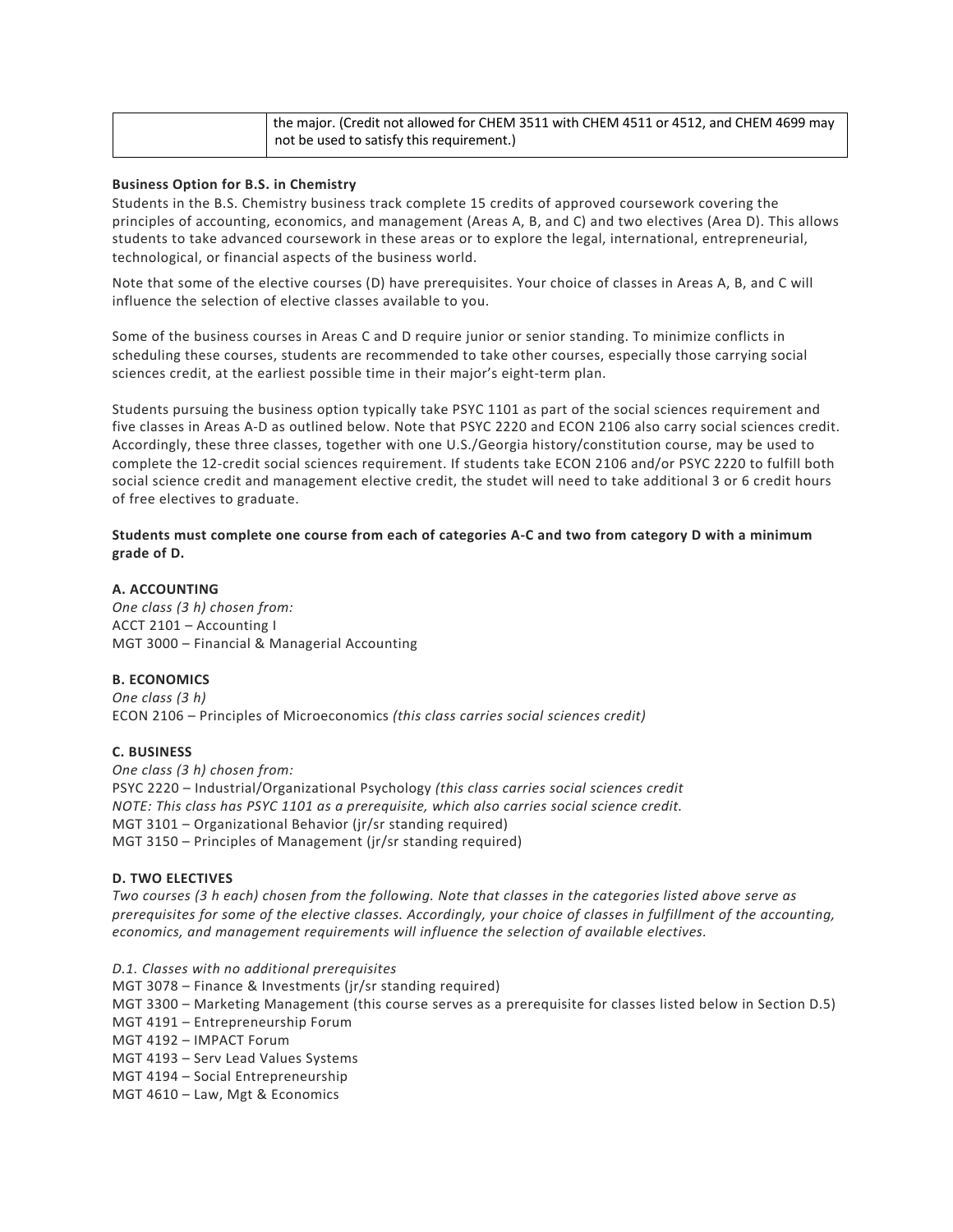|  | the major. (Credit not allowed for CHEM 3511 with CHEM 4511 or 4512, and CHEM 4699 may not be used to satisfy this requirement.) |
|---|---|

**Business Option for B.S. in Chemistry**

Students in the B.S. Chemistry business track complete 15 credits of approved coursework covering the principles of accounting, economics, and management (Areas A, B, and C) and two electives (Area D). This allows students to take advanced coursework in these areas or to explore the legal, international, entrepreneurial, technological, or financial aspects of the business world.

Note that some of the elective courses (D) have prerequisites. Your choice of classes in Areas A, B, and C will influence the selection of elective classes available to you.

Some of the business courses in Areas C and D require junior or senior standing. To minimize conflicts in scheduling these courses, students are recommended to take other courses, especially those carrying social sciences credit, at the earliest possible time in their major's eight-term plan.

Students pursuing the business option typically take PSYC 1101 as part of the social sciences requirement and five classes in Areas A-D as outlined below. Note that PSYC 2220 and ECON 2106 also carry social sciences credit. Accordingly, these three classes, together with one U.S./Georgia history/constitution course, may be used to complete the 12-credit social sciences requirement. If students take ECON 2106 and/or PSYC 2220 to fulfill both social science credit and management elective credit, the studet will need to take additional 3 or 6 credit hours of free electives to graduate.

**Students must complete one course from each of categories A-C and two from category D with a minimum grade of D.**

**A. ACCOUNTING**

*One class (3 h) chosen from:*
ACCT 2101 – Accounting I
MGT 3000 – Financial & Managerial Accounting

**B. ECONOMICS**

*One class (3 h)*
ECON 2106 – Principles of Microeconomics *(this class carries social sciences credit)*

**C. BUSINESS**

*One class (3 h) chosen from:*
PSYC 2220 – Industrial/Organizational Psychology *(this class carries social sciences credit*
*NOTE: This class has PSYC 1101 as a prerequisite, which also carries social science credit.*
MGT 3101 – Organizational Behavior (jr/sr standing required)
MGT 3150 – Principles of Management (jr/sr standing required)

**D. TWO ELECTIVES**

*Two courses (3 h each) chosen from the following. Note that classes in the categories listed above serve as prerequisites for some of the elective classes. Accordingly, your choice of classes in fulfillment of the accounting, economics, and management requirements will influence the selection of available electives.*

*D.1. Classes with no additional prerequisites*
MGT 3078 – Finance & Investments (jr/sr standing required)
MGT 3300 – Marketing Management (this course serves as a prerequisite for classes listed below in Section D.5)
MGT 4191 – Entrepreneurship Forum
MGT 4192 – IMPACT Forum
MGT 4193 – Serv Lead Values Systems
MGT 4194 – Social Entrepreneurship
MGT 4610 – Law, Mgt & Economics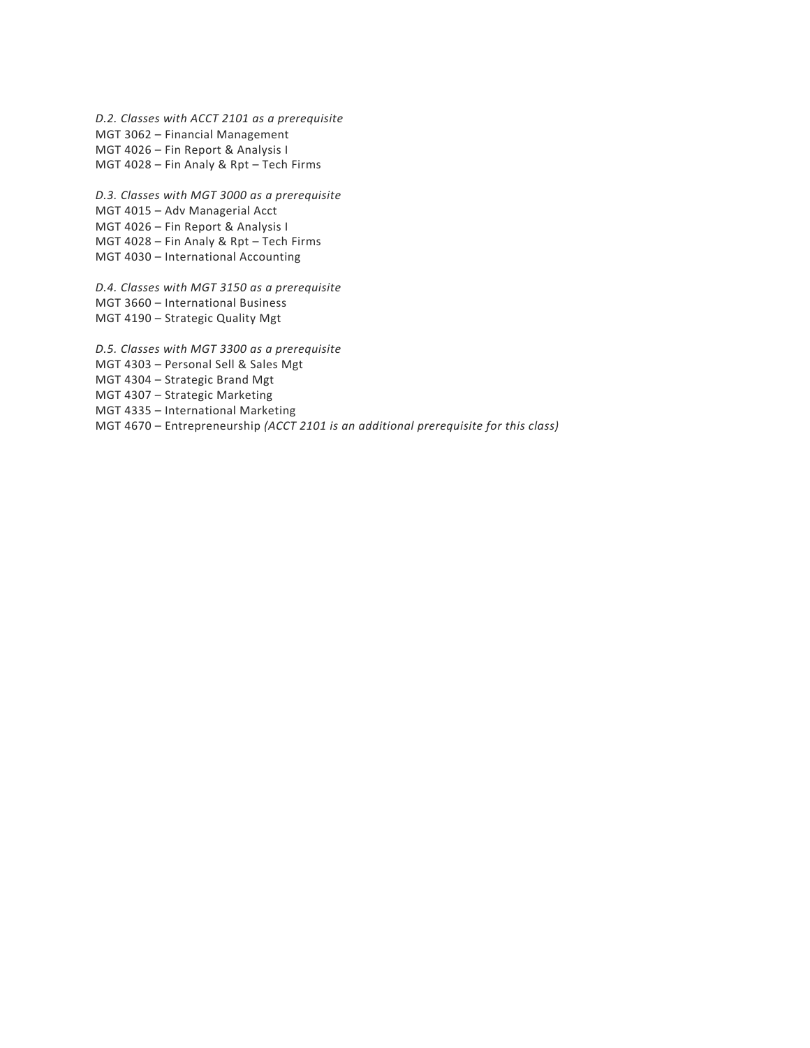*D.2. Classes with ACCT 2101 as a prerequisite*

MGT 3062 – Financial Management
MGT 4026 – Fin Report & Analysis I
MGT 4028 – Fin Analy & Rpt – Tech Firms

*D.3. Classes with MGT 3000 as a prerequisite*

MGT 4015 – Adv Managerial Acct
MGT 4026 – Fin Report & Analysis I
MGT 4028 – Fin Analy & Rpt – Tech Firms
MGT 4030 – International Accounting

*D.4. Classes with MGT 3150 as a prerequisite*

MGT 3660 – International Business
MGT 4190 – Strategic Quality Mgt

*D.5. Classes with MGT 3300 as a prerequisite*

MGT 4303 – Personal Sell & Sales Mgt
MGT 4304 – Strategic Brand Mgt
MGT 4307 – Strategic Marketing
MGT 4335 – International Marketing
MGT 4670 – Entrepreneurship *(ACCT 2101 is an additional prerequisite for this class)*